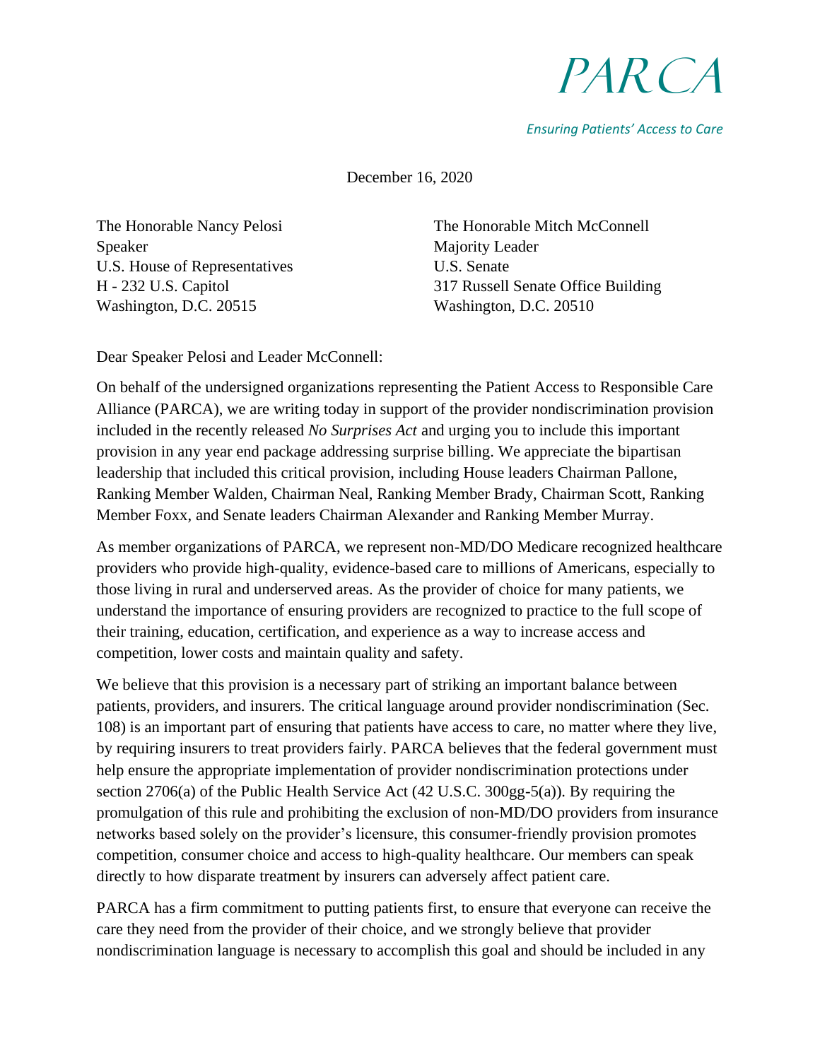PARCA

*Ensuring Patients' Access to Care*

December 16, 2020

The Honorable Nancy Pelosi
Speaker
U.S. House of Representatives
H - 232 U.S. Capitol
Washington, D.C. 20515

The Honorable Mitch McConnell
Majority Leader
U.S. Senate
317 Russell Senate Office Building
Washington, D.C. 20510

Dear Speaker Pelosi and Leader McConnell:

On behalf of the undersigned organizations representing the Patient Access to Responsible Care Alliance (PARCA), we are writing today in support of the provider nondiscrimination provision included in the recently released *No Surprises Act* and urging you to include this important provision in any year end package addressing surprise billing. We appreciate the bipartisan leadership that included this critical provision, including House leaders Chairman Pallone, Ranking Member Walden, Chairman Neal, Ranking Member Brady, Chairman Scott, Ranking Member Foxx, and Senate leaders Chairman Alexander and Ranking Member Murray.

As member organizations of PARCA, we represent non-MD/DO Medicare recognized healthcare providers who provide high-quality, evidence-based care to millions of Americans, especially to those living in rural and underserved areas. As the provider of choice for many patients, we understand the importance of ensuring providers are recognized to practice to the full scope of their training, education, certification, and experience as a way to increase access and competition, lower costs and maintain quality and safety.

We believe that this provision is a necessary part of striking an important balance between patients, providers, and insurers. The critical language around provider nondiscrimination (Sec. 108) is an important part of ensuring that patients have access to care, no matter where they live, by requiring insurers to treat providers fairly. PARCA believes that the federal government must help ensure the appropriate implementation of provider nondiscrimination protections under section 2706(a) of the Public Health Service Act (42 U.S.C. 300gg-5(a)). By requiring the promulgation of this rule and prohibiting the exclusion of non-MD/DO providers from insurance networks based solely on the provider's licensure, this consumer-friendly provision promotes competition, consumer choice and access to high-quality healthcare. Our members can speak directly to how disparate treatment by insurers can adversely affect patient care.

PARCA has a firm commitment to putting patients first, to ensure that everyone can receive the care they need from the provider of their choice, and we strongly believe that provider nondiscrimination language is necessary to accomplish this goal and should be included in any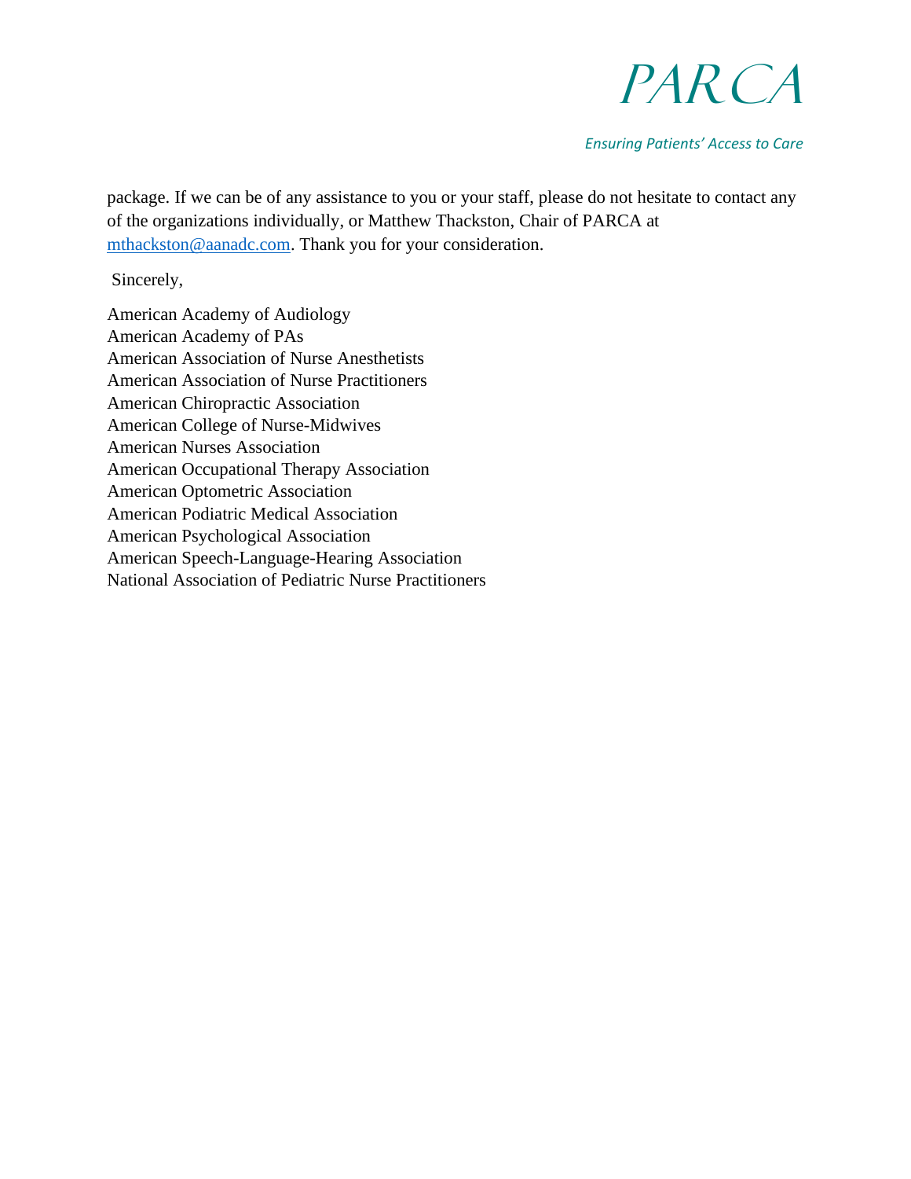package. If we can be of any assistance to you or your staff, please do not hesitate to contact any of the organizations individually, or Matthew Thackston, Chair of PARCA at mthackston@aanadc.com. Thank you for your consideration.

Sincerely,

American Academy of Audiology
American Academy of PAs
American Association of Nurse Anesthetists
American Association of Nurse Practitioners
American Chiropractic Association
American College of Nurse-Midwives
American Nurses Association
American Occupational Therapy Association
American Optometric Association
American Podiatric Medical Association
American Psychological Association
American Speech-Language-Hearing Association
National Association of Pediatric Nurse Practitioners